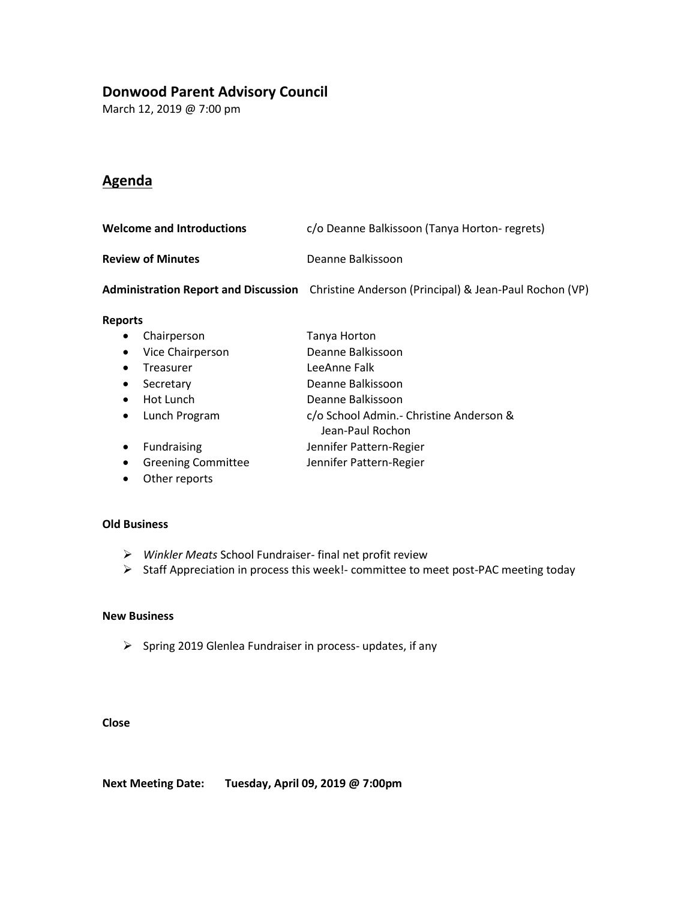## Donwood Parent Advisory Council

March 12, 2019 @ 7:00 pm

## Agenda

**Welcome and Introductions** c/o Deanne Balkissoon (Tanya Horton- regrets)

**Review of Minutes** Deanne Balkissoon

**Administration Report and Discussion** Christine Anderson (Principal) & Jean-Paul Rochon (VP)

**Reports**

- Chairperson — Tanya Horton
- Vice Chairperson — Deanne Balkissoon
- Treasurer — LeeAnne Falk
- Secretary — Deanne Balkissoon
- Hot Lunch — Deanne Balkissoon
- Lunch Program — c/o School Admin.- Christine Anderson & Jean-Paul Rochon
- Fundraising — Jennifer Pattern-Regier
- Greening Committee — Jennifer Pattern-Regier
- Other reports

**Old Business**

- *Winkler Meats* School Fundraiser- final net profit review
- Staff Appreciation in process this week!- committee to meet post-PAC meeting today

**New Business**

- Spring 2019 Glenlea Fundraiser in process- updates, if any

**Close**

**Next Meeting Date: Tuesday, April 09, 2019 @ 7:00pm**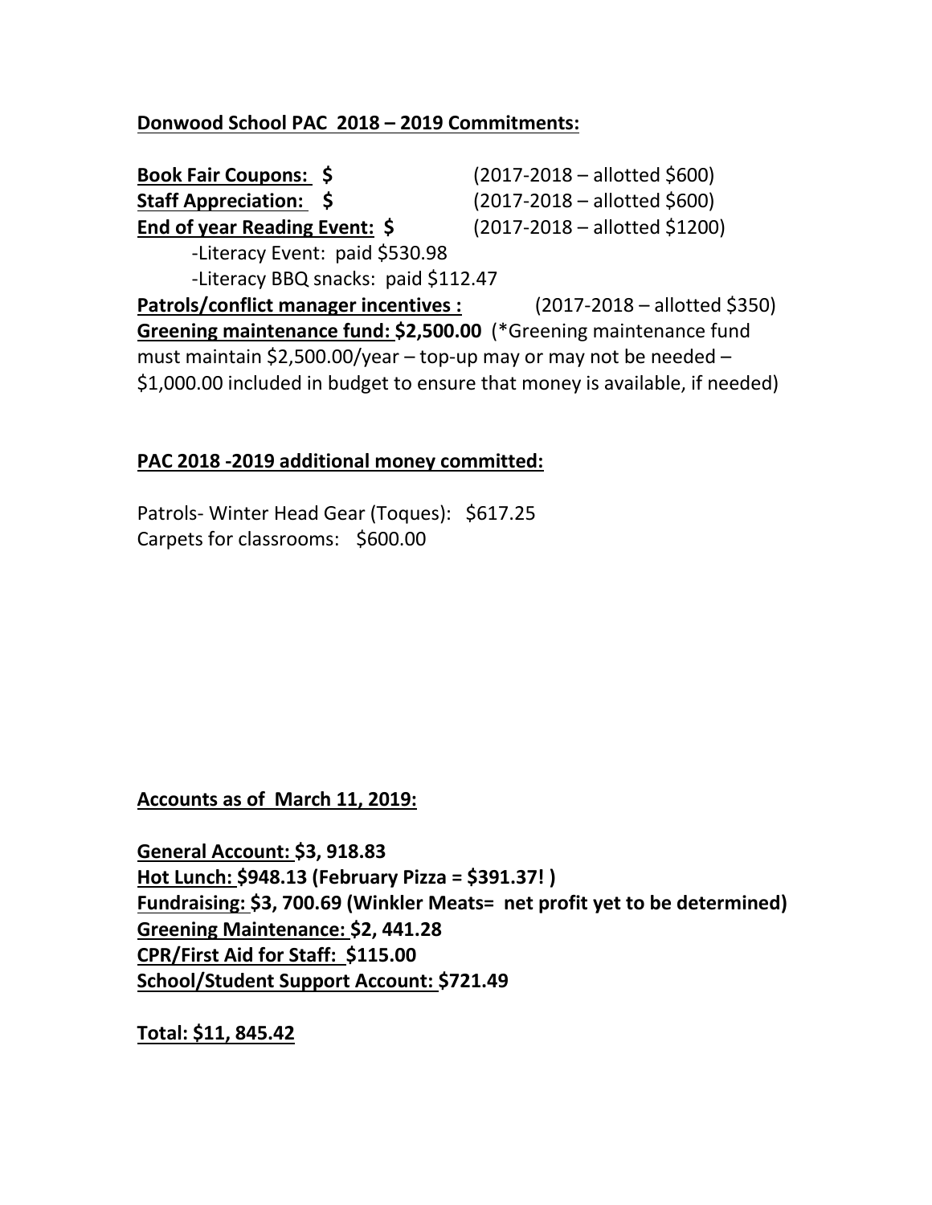**Donwood School PAC 2018 – 2019 Commitments:**

**Book Fair Coupons: $** (2017-2018 – allotted $600)
**Staff Appreciation: $** (2017-2018 – allotted $600)
**End of year Reading Event: $** (2017-2018 – allotted $1200)

- -Literacy Event: paid $530.98
- -Literacy BBQ snacks: paid $112.47

**Patrols/conflict manager incentives :** (2017-2018 – allotted $350)
**Greening maintenance fund: $2,500.00** (*Greening maintenance fund must maintain $2,500.00/year – top-up may or may not be needed – $1,000.00 included in budget to ensure that money is available, if needed)

**PAC 2018 -2019 additional money committed:**

Patrols- Winter Head Gear (Toques): $617.25
Carpets for classrooms: $600.00

**Accounts as of March 11, 2019:**

**General Account: $3, 918.83**
**Hot Lunch: $948.13 (February Pizza = $391.37! )**
**Fundraising: $3, 700.69 (Winkler Meats= net profit yet to be determined)**
**Greening Maintenance: $2, 441.28**
**CPR/First Aid for Staff: $115.00**
**School/Student Support Account: $721.49**

**Total: $11, 845.42**